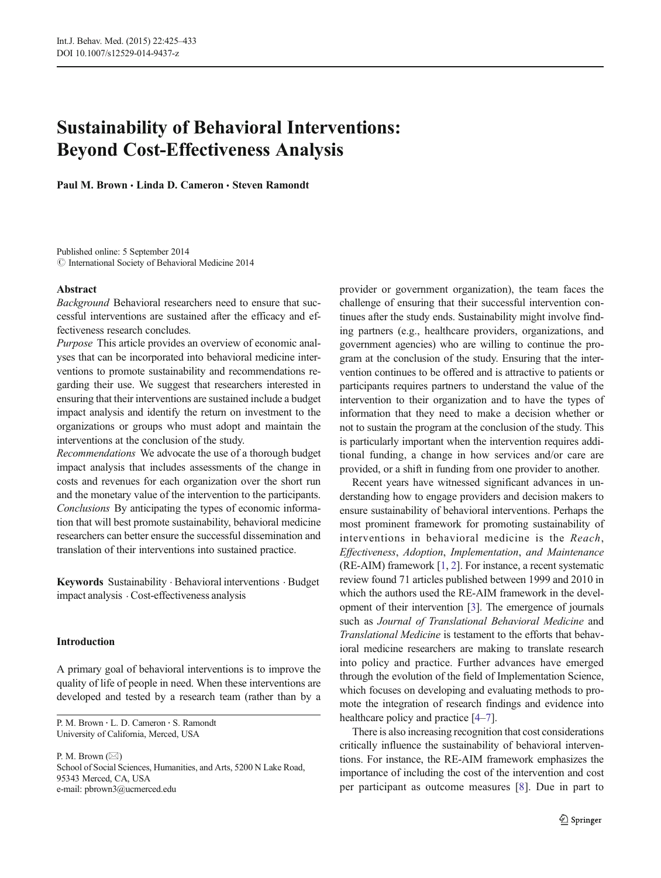# Sustainability of Behavioral Interventions: Beyond Cost-Effectiveness Analysis

**Paul M. Brown · Linda D. Cameron · Steven Ramondt**

Published online: 5 September 2014
© International Society of Behavioral Medicine 2014

## Abstract

*Background* Behavioral researchers need to ensure that successful interventions are sustained after the efficacy and effectiveness research concludes.

*Purpose* This article provides an overview of economic analyses that can be incorporated into behavioral medicine interventions to promote sustainability and recommendations regarding their use. We suggest that researchers interested in ensuring that their interventions are sustained include a budget impact analysis and identify the return on investment to the organizations or groups who must adopt and maintain the interventions at the conclusion of the study.

*Recommendations* We advocate the use of a thorough budget impact analysis that includes assessments of the change in costs and revenues for each organization over the short run and the monetary value of the intervention to the participants.

*Conclusions* By anticipating the types of economic information that will best promote sustainability, behavioral medicine researchers can better ensure the successful dissemination and translation of their interventions into sustained practice.

**Keywords** Sustainability · Behavioral interventions · Budget impact analysis · Cost-effectiveness analysis

## Introduction

A primary goal of behavioral interventions is to improve the quality of life of people in need. When these interventions are developed and tested by a research team (rather than by a provider or government organization), the team faces the challenge of ensuring that their successful intervention continues after the study ends. Sustainability might involve finding partners (e.g., healthcare providers, organizations, and government agencies) who are willing to continue the program at the conclusion of the study. Ensuring that the intervention continues to be offered and is attractive to patients or participants requires partners to understand the value of the intervention to their organization and to have the types of information that they need to make a decision whether or not to sustain the program at the conclusion of the study. This is particularly important when the intervention requires additional funding, a change in how services and/or care are provided, or a shift in funding from one provider to another.

Recent years have witnessed significant advances in understanding how to engage providers and decision makers to ensure sustainability of behavioral interventions. Perhaps the most prominent framework for promoting sustainability of interventions in behavioral medicine is the *Reach*, *Effectiveness*, *Adoption*, *Implementation*, *and Maintenance* (RE-AIM) framework [1, 2]. For instance, a recent systematic review found 71 articles published between 1999 and 2010 in which the authors used the RE-AIM framework in the development of their intervention [3]. The emergence of journals such as *Journal of Translational Behavioral Medicine* and *Translational Medicine* is testament to the efforts that behavioral medicine researchers are making to translate research into policy and practice. Further advances have emerged through the evolution of the field of Implementation Science, which focuses on developing and evaluating methods to promote the integration of research findings and evidence into healthcare policy and practice [4–7].

There is also increasing recognition that cost considerations critically influence the sustainability of behavioral interventions. For instance, the RE-AIM framework emphasizes the importance of including the cost of the intervention and cost per participant as outcome measures [8]. Due in part to

---

P. M. Brown · L. D. Cameron · S. Ramondt
University of California, Merced, USA

P. M. Brown (✉)
School of Social Sciences, Humanities, and Arts, 5200 N Lake Road, 95343 Merced, CA, USA
e-mail: pbrown3@ucmerced.edu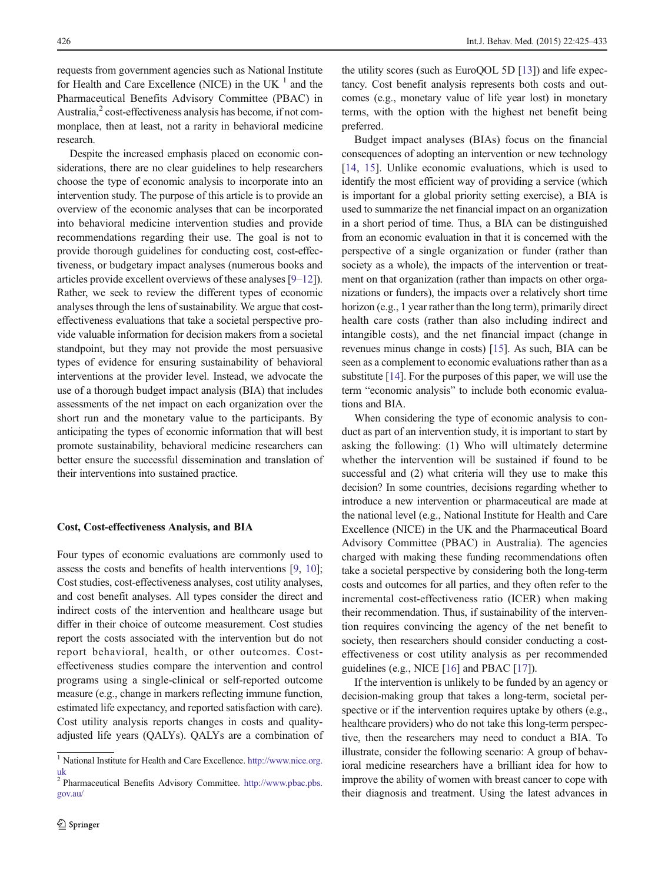requests from government agencies such as National Institute for Health and Care Excellence (NICE) in the UK [1] and the Pharmaceutical Benefits Advisory Committee (PBAC) in Australia,[2] cost-effectiveness analysis has become, if not commonplace, then at least, not a rarity in behavioral medicine research.

Despite the increased emphasis placed on economic considerations, there are no clear guidelines to help researchers choose the type of economic analysis to incorporate into an intervention study. The purpose of this article is to provide an overview of the economic analyses that can be incorporated into behavioral medicine intervention studies and provide recommendations regarding their use. The goal is not to provide thorough guidelines for conducting cost, cost-effectiveness, or budgetary impact analyses (numerous books and articles provide excellent overviews of these analyses [9–12]). Rather, we seek to review the different types of economic analyses through the lens of sustainability. We argue that cost-effectiveness evaluations that take a societal perspective provide valuable information for decision makers from a societal standpoint, but they may not provide the most persuasive types of evidence for ensuring sustainability of behavioral interventions at the provider level. Instead, we advocate the use of a thorough budget impact analysis (BIA) that includes assessments of the net impact on each organization over the short run and the monetary value to the participants. By anticipating the types of economic information that will best promote sustainability, behavioral medicine researchers can better ensure the successful dissemination and translation of their interventions into sustained practice.

## Cost, Cost-effectiveness Analysis, and BIA

Four types of economic evaluations are commonly used to assess the costs and benefits of health interventions [9, 10]; Cost studies, cost-effectiveness analyses, cost utility analyses, and cost benefit analyses. All types consider the direct and indirect costs of the intervention and healthcare usage but differ in their choice of outcome measurement. Cost studies report the costs associated with the intervention but do not report behavioral, health, or other outcomes. Cost-effectiveness studies compare the intervention and control programs using a single-clinical or self-reported outcome measure (e.g., change in markers reflecting immune function, estimated life expectancy, and reported satisfaction with care). Cost utility analysis reports changes in costs and quality-adjusted life years (QALYs). QALYs are a combination of the utility scores (such as EuroQOL 5D [13]) and life expectancy. Cost benefit analysis represents both costs and outcomes (e.g., monetary value of life year lost) in monetary terms, with the option with the highest net benefit being preferred.

Budget impact analyses (BIAs) focus on the financial consequences of adopting an intervention or new technology [14, 15]. Unlike economic evaluations, which is used to identify the most efficient way of providing a service (which is important for a global priority setting exercise), a BIA is used to summarize the net financial impact on an organization in a short period of time. Thus, a BIA can be distinguished from an economic evaluation in that it is concerned with the perspective of a single organization or funder (rather than society as a whole), the impacts of the intervention or treatment on that organization (rather than impacts on other organizations or funders), the impacts over a relatively short time horizon (e.g., 1 year rather than the long term), primarily direct health care costs (rather than also including indirect and intangible costs), and the net financial impact (change in revenues minus change in costs) [15]. As such, BIA can be seen as a complement to economic evaluations rather than as a substitute [14]. For the purposes of this paper, we will use the term "economic analysis" to include both economic evaluations and BIA.

When considering the type of economic analysis to conduct as part of an intervention study, it is important to start by asking the following: (1) Who will ultimately determine whether the intervention will be sustained if found to be successful and (2) what criteria will they use to make this decision? In some countries, decisions regarding whether to introduce a new intervention or pharmaceutical are made at the national level (e.g., National Institute for Health and Care Excellence (NICE) in the UK and the Pharmaceutical Board Advisory Committee (PBAC) in Australia). The agencies charged with making these funding recommendations often take a societal perspective by considering both the long-term costs and outcomes for all parties, and they often refer to the incremental cost-effectiveness ratio (ICER) when making their recommendation. Thus, if sustainability of the intervention requires convincing the agency of the net benefit to society, then researchers should consider conducting a cost-effectiveness or cost utility analysis as per recommended guidelines (e.g., NICE [16] and PBAC [17]).

If the intervention is unlikely to be funded by an agency or decision-making group that takes a long-term, societal perspective or if the intervention requires uptake by others (e.g., healthcare providers) who do not take this long-term perspective, then the researchers may need to conduct a BIA. To illustrate, consider the following scenario: A group of behavioral medicine researchers have a brilliant idea for how to improve the ability of women with breast cancer to cope with their diagnosis and treatment. Using the latest advances in

[1] National Institute for Health and Care Excellence. http://www.nice.org.uk

[2] Pharmaceutical Benefits Advisory Committee. http://www.pbac.pbs.gov.au/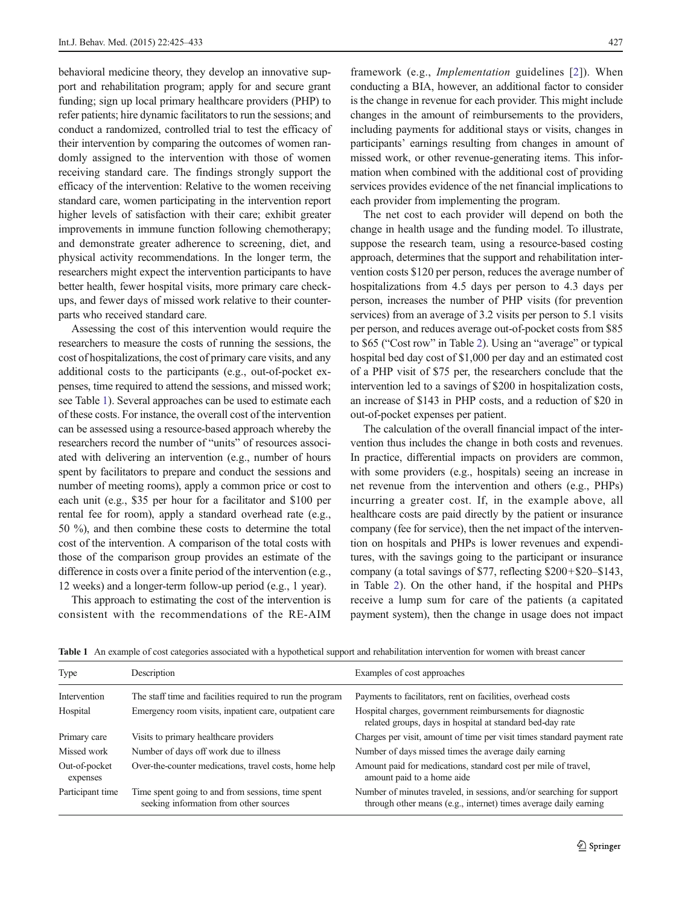behavioral medicine theory, they develop an innovative support and rehabilitation program; apply for and secure grant funding; sign up local primary healthcare providers (PHP) to refer patients; hire dynamic facilitators to run the sessions; and conduct a randomized, controlled trial to test the efficacy of their intervention by comparing the outcomes of women randomly assigned to the intervention with those of women receiving standard care. The findings strongly support the efficacy of the intervention: Relative to the women receiving standard care, women participating in the intervention report higher levels of satisfaction with their care; exhibit greater improvements in immune function following chemotherapy; and demonstrate greater adherence to screening, diet, and physical activity recommendations. In the longer term, the researchers might expect the intervention participants to have better health, fewer hospital visits, more primary care checkups, and fewer days of missed work relative to their counterparts who received standard care.

Assessing the cost of this intervention would require the researchers to measure the costs of running the sessions, the cost of hospitalizations, the cost of primary care visits, and any additional costs to the participants (e.g., out-of-pocket expenses, time required to attend the sessions, and missed work; see Table 1). Several approaches can be used to estimate each of these costs. For instance, the overall cost of the intervention can be assessed using a resource-based approach whereby the researchers record the number of "units" of resources associated with delivering an intervention (e.g., number of hours spent by facilitators to prepare and conduct the sessions and number of meeting rooms), apply a common price or cost to each unit (e.g., $35 per hour for a facilitator and $100 per rental fee for room), apply a standard overhead rate (e.g., 50 %), and then combine these costs to determine the total cost of the intervention. A comparison of the total costs with those of the comparison group provides an estimate of the difference in costs over a finite period of the intervention (e.g., 12 weeks) and a longer-term follow-up period (e.g., 1 year).

This approach to estimating the cost of the intervention is consistent with the recommendations of the RE-AIM framework (e.g., *Implementation* guidelines [2]). When conducting a BIA, however, an additional factor to consider is the change in revenue for each provider. This might include changes in the amount of reimbursements to the providers, including payments for additional stays or visits, changes in participants' earnings resulting from changes in amount of missed work, or other revenue-generating items. This information when combined with the additional cost of providing services provides evidence of the net financial implications to each provider from implementing the program.

The net cost to each provider will depend on both the change in health usage and the funding model. To illustrate, suppose the research team, using a resource-based costing approach, determines that the support and rehabilitation intervention costs $120 per person, reduces the average number of hospitalizations from 4.5 days per person to 4.3 days per person, increases the number of PHP visits (for prevention services) from an average of 3.2 visits per person to 5.1 visits per person, and reduces average out-of-pocket costs from $85 to $65 ("Cost row" in Table 2). Using an "average" or typical hospital bed day cost of $1,000 per day and an estimated cost of a PHP visit of $75 per, the researchers conclude that the intervention led to a savings of $200 in hospitalization costs, an increase of $143 in PHP costs, and a reduction of $20 in out-of-pocket expenses per patient.

The calculation of the overall financial impact of the intervention thus includes the change in both costs and revenues. In practice, differential impacts on providers are common, with some providers (e.g., hospitals) seeing an increase in net revenue from the intervention and others (e.g., PHPs) incurring a greater cost. If, in the example above, all healthcare costs are paid directly by the patient or insurance company (fee for service), then the net impact of the intervention on hospitals and PHPs is lower revenues and expenditures, with the savings going to the participant or insurance company (a total savings of $77, reflecting $200+$20–$143, in Table 2). On the other hand, if the hospital and PHPs receive a lump sum for care of the patients (a capitated payment system), then the change in usage does not impact

**Table 1** An example of cost categories associated with a hypothetical support and rehabilitation intervention for women with breast cancer

| Type | Description | Examples of cost approaches |
|---|---|---|
| Intervention | The staff time and facilities required to run the program | Payments to facilitators, rent on facilities, overhead costs |
| Hospital | Emergency room visits, inpatient care, outpatient care | Hospital charges, government reimbursements for diagnostic related groups, days in hospital at standard bed-day rate |
| Primary care | Visits to primary healthcare providers | Charges per visit, amount of time per visit times standard payment rate |
| Missed work | Number of days off work due to illness | Number of days missed times the average daily earning |
| Out-of-pocket expenses | Over-the-counter medications, travel costs, home help | Amount paid for medications, standard cost per mile of travel, amount paid to a home aide |
| Participant time | Time spent going to and from sessions, time spent seeking information from other sources | Number of minutes traveled, in sessions, and/or searching for support through other means (e.g., internet) times average daily earning |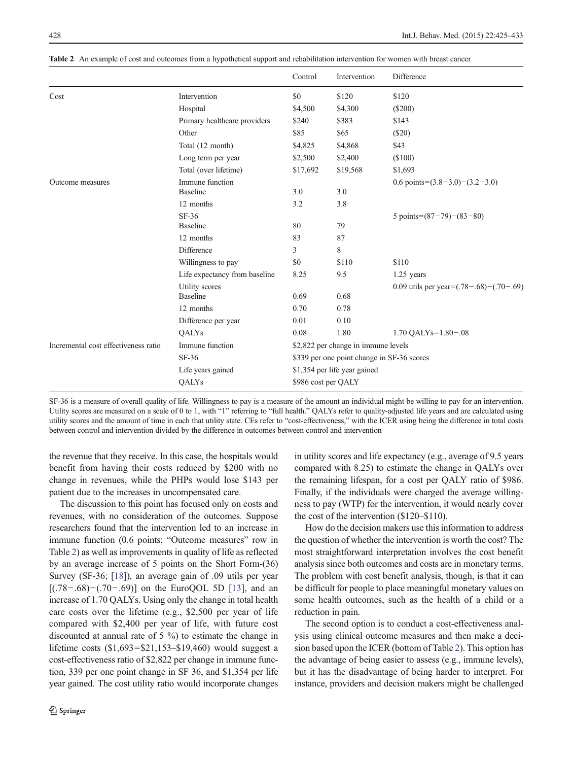**Table 2** An example of cost and outcomes from a hypothetical support and rehabilitation intervention for women with breast cancer

| | | Control | Intervention | Difference |
|---|---|---|---|---|
| Cost | Intervention | $0 | $120 | $120 |
| | Hospital | $4,500 | $4,300 | ($200) |
| | Primary healthcare providers | $240 | $383 | $143 |
| | Other | $85 | $65 | ($20) |
| | Total (12 month) | $4,825 | $4,868 | $43 |
| | Long term per year | $2,500 | $2,400 | ($100) |
| | Total (over lifetime) | $17,692 | $19,568 | $1,693 |
| Outcome measures | Immune function | | | 0.6 points=(3.8−3.0)−(3.2−3.0) |
| | Baseline | 3.0 | 3.0 | |
| | 12 months | 3.2 | 3.8 | |
| | SF-36 | | | 5 points=(87−79)−(83−80) |
| | Baseline | 80 | 79 | |
| | 12 months | 83 | 87 | |
| | Difference | 3 | 8 | |
| | Willingness to pay | $0 | $110 | $110 |
| | Life expectancy from baseline | 8.25 | 9.5 | 1.25 years |
| | Utility scores | | | 0.09 utils per year=(.78−.68)−(.70−.69) |
| | Baseline | 0.69 | 0.68 | |
| | 12 months | 0.70 | 0.78 | |
| | Difference per year | 0.01 | 0.10 | |
| | QALYs | 0.08 | 1.80 | 1.70 QALYs=1.80−.08 |
| Incremental cost effectiveness ratio | Immune function | $2,822 per change in immune levels | | |
| | SF-36 | $339 per one point change in SF-36 scores | | |
| | Life years gained | $1,354 per life year gained | | |
| | QALYs | $986 cost per QALY | | |

SF-36 is a measure of overall quality of life. Willingness to pay is a measure of the amount an individual might be willing to pay for an intervention. Utility scores are measured on a scale of 0 to 1, with "1" referring to "full health." QALYs refer to quality-adjusted life years and are calculated using utility scores and the amount of time in each that utility state. CEs refer to "cost-effectiveness," with the ICER using being the difference in total costs between control and intervention divided by the difference in outcomes between control and intervention

the revenue that they receive. In this case, the hospitals would benefit from having their costs reduced by $200 with no change in revenues, while the PHPs would lose $143 per patient due to the increases in uncompensated care.

The discussion to this point has focused only on costs and revenues, with no consideration of the outcomes. Suppose researchers found that the intervention led to an increase in immune function (0.6 points; "Outcome measures" row in Table 2) as well as improvements in quality of life as reflected by an average increase of 5 points on the Short Form-(36) Survey (SF-36; [18]), an average gain of .09 utils per year [(.78−.68)−(.70−.69)] on the EuroQOL 5D [13], and an increase of 1.70 QALYs. Using only the change in total health care costs over the lifetime (e.g., $2,500 per year of life compared with $2,400 per year of life, with future cost discounted at annual rate of 5 %) to estimate the change in lifetime costs ($1,693=$21,153–$19,460) would suggest a cost-effectiveness ratio of $2,822 per change in immune function, 339 per one point change in SF 36, and $1,354 per life year gained. The cost utility ratio would incorporate changes in utility scores and life expectancy (e.g., average of 9.5 years compared with 8.25) to estimate the change in QALYs over the remaining lifespan, for a cost per QALY ratio of $986. Finally, if the individuals were charged the average willingness to pay (WTP) for the intervention, it would nearly cover the cost of the intervention ($120–$110).

How do the decision makers use this information to address the question of whether the intervention is worth the cost? The most straightforward interpretation involves the cost benefit analysis since both outcomes and costs are in monetary terms. The problem with cost benefit analysis, though, is that it can be difficult for people to place meaningful monetary values on some health outcomes, such as the health of a child or a reduction in pain.

The second option is to conduct a cost-effectiveness analysis using clinical outcome measures and then make a decision based upon the ICER (bottom of Table 2). This option has the advantage of being easier to assess (e.g., immune levels), but it has the disadvantage of being harder to interpret. For instance, providers and decision makers might be challenged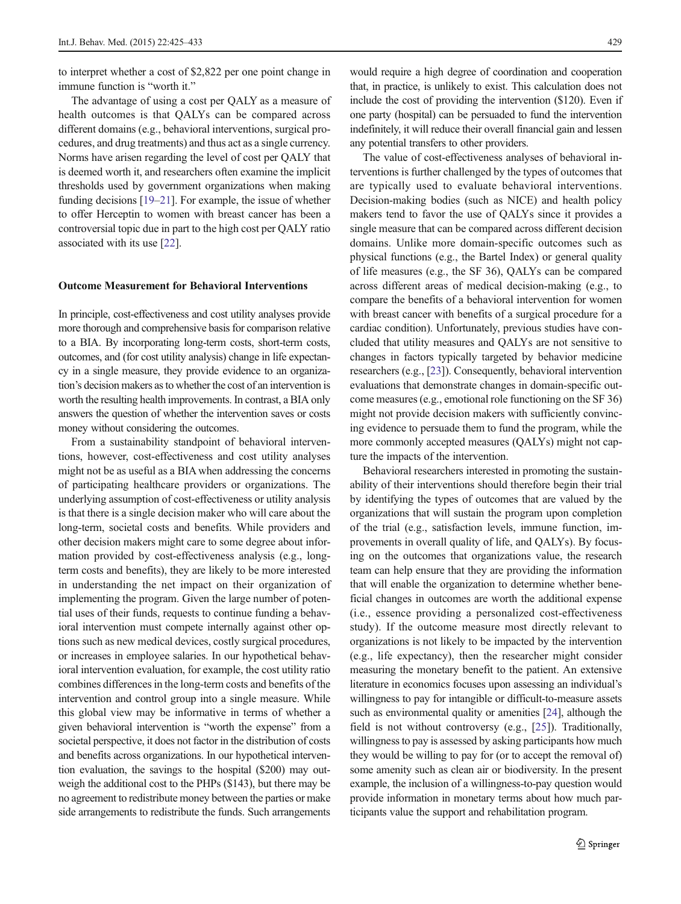to interpret whether a cost of $2,822 per one point change in immune function is "worth it."

The advantage of using a cost per QALY as a measure of health outcomes is that QALYs can be compared across different domains (e.g., behavioral interventions, surgical procedures, and drug treatments) and thus act as a single currency. Norms have arisen regarding the level of cost per QALY that is deemed worth it, and researchers often examine the implicit thresholds used by government organizations when making funding decisions [19–21]. For example, the issue of whether to offer Herceptin to women with breast cancer has been a controversial topic due in part to the high cost per QALY ratio associated with its use [22].

### Outcome Measurement for Behavioral Interventions

In principle, cost-effectiveness and cost utility analyses provide more thorough and comprehensive basis for comparison relative to a BIA. By incorporating long-term costs, short-term costs, outcomes, and (for cost utility analysis) change in life expectancy in a single measure, they provide evidence to an organization's decision makers as to whether the cost of an intervention is worth the resulting health improvements. In contrast, a BIA only answers the question of whether the intervention saves or costs money without considering the outcomes.

From a sustainability standpoint of behavioral interventions, however, cost-effectiveness and cost utility analyses might not be as useful as a BIA when addressing the concerns of participating healthcare providers or organizations. The underlying assumption of cost-effectiveness or utility analysis is that there is a single decision maker who will care about the long-term, societal costs and benefits. While providers and other decision makers might care to some degree about information provided by cost-effectiveness analysis (e.g., long-term costs and benefits), they are likely to be more interested in understanding the net impact on their organization of implementing the program. Given the large number of potential uses of their funds, requests to continue funding a behavioral intervention must compete internally against other options such as new medical devices, costly surgical procedures, or increases in employee salaries. In our hypothetical behavioral intervention evaluation, for example, the cost utility ratio combines differences in the long-term costs and benefits of the intervention and control group into a single measure. While this global view may be informative in terms of whether a given behavioral intervention is "worth the expense" from a societal perspective, it does not factor in the distribution of costs and benefits across organizations. In our hypothetical intervention evaluation, the savings to the hospital ($200) may outweigh the additional cost to the PHPs ($143), but there may be no agreement to redistribute money between the parties or make side arrangements to redistribute the funds. Such arrangements would require a high degree of coordination and cooperation that, in practice, is unlikely to exist. This calculation does not include the cost of providing the intervention ($120). Even if one party (hospital) can be persuaded to fund the intervention indefinitely, it will reduce their overall financial gain and lessen any potential transfers to other providers.

The value of cost-effectiveness analyses of behavioral interventions is further challenged by the types of outcomes that are typically used to evaluate behavioral interventions. Decision-making bodies (such as NICE) and health policy makers tend to favor the use of QALYs since it provides a single measure that can be compared across different decision domains. Unlike more domain-specific outcomes such as physical functions (e.g., the Bartel Index) or general quality of life measures (e.g., the SF 36), QALYs can be compared across different areas of medical decision-making (e.g., to compare the benefits of a behavioral intervention for women with breast cancer with benefits of a surgical procedure for a cardiac condition). Unfortunately, previous studies have concluded that utility measures and QALYs are not sensitive to changes in factors typically targeted by behavior medicine researchers (e.g., [23]). Consequently, behavioral intervention evaluations that demonstrate changes in domain-specific outcome measures (e.g., emotional role functioning on the SF 36) might not provide decision makers with sufficiently convincing evidence to persuade them to fund the program, while the more commonly accepted measures (QALYs) might not capture the impacts of the intervention.

Behavioral researchers interested in promoting the sustainability of their interventions should therefore begin their trial by identifying the types of outcomes that are valued by the organizations that will sustain the program upon completion of the trial (e.g., satisfaction levels, immune function, improvements in overall quality of life, and QALYs). By focusing on the outcomes that organizations value, the research team can help ensure that they are providing the information that will enable the organization to determine whether beneficial changes in outcomes are worth the additional expense (i.e., essence providing a personalized cost-effectiveness study). If the outcome measure most directly relevant to organizations is not likely to be impacted by the intervention (e.g., life expectancy), then the researcher might consider measuring the monetary benefit to the patient. An extensive literature in economics focuses upon assessing an individual's willingness to pay for intangible or difficult-to-measure assets such as environmental quality or amenities [24], although the field is not without controversy (e.g., [25]). Traditionally, willingness to pay is assessed by asking participants how much they would be willing to pay for (or to accept the removal of) some amenity such as clean air or biodiversity. In the present example, the inclusion of a willingness-to-pay question would provide information in monetary terms about how much participants value the support and rehabilitation program.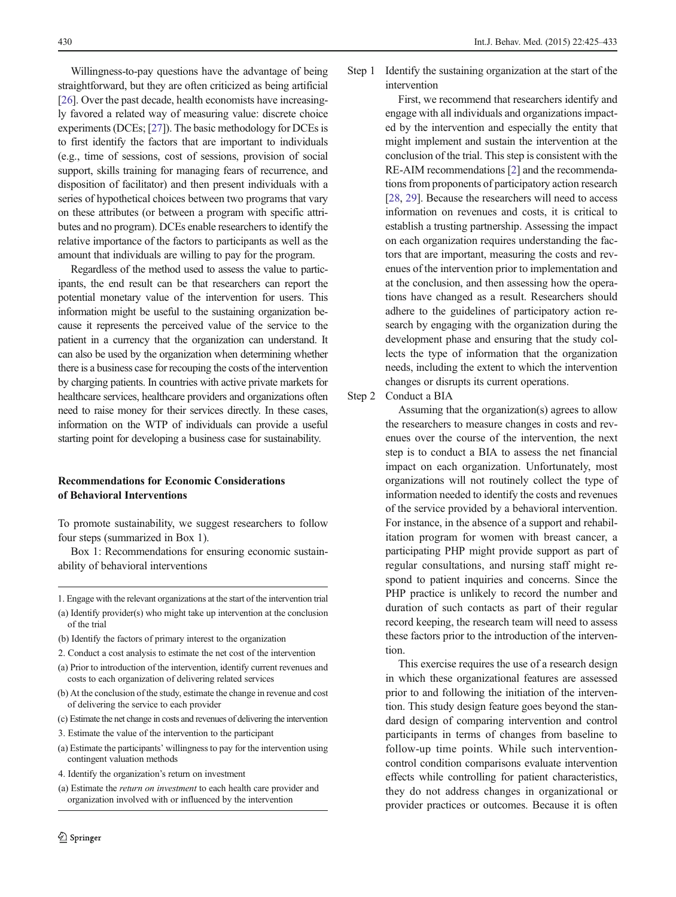Willingness-to-pay questions have the advantage of being straightforward, but they are often criticized as being artificial [26]. Over the past decade, health economists have increasingly favored a related way of measuring value: discrete choice experiments (DCEs; [27]). The basic methodology for DCEs is to first identify the factors that are important to individuals (e.g., time of sessions, cost of sessions, provision of social support, skills training for managing fears of recurrence, and disposition of facilitator) and then present individuals with a series of hypothetical choices between two programs that vary on these attributes (or between a program with specific attributes and no program). DCEs enable researchers to identify the relative importance of the factors to participants as well as the amount that individuals are willing to pay for the program.

Regardless of the method used to assess the value to participants, the end result can be that researchers can report the potential monetary value of the intervention for users. This information might be useful to the sustaining organization because it represents the perceived value of the service to the patient in a currency that the organization can understand. It can also be used by the organization when determining whether there is a business case for recouping the costs of the intervention by charging patients. In countries with active private markets for healthcare services, healthcare providers and organizations often need to raise money for their services directly. In these cases, information on the WTP of individuals can provide a useful starting point for developing a business case for sustainability.

## Recommendations for Economic Considerations of Behavioral Interventions

To promote sustainability, we suggest researchers to follow four steps (summarized in Box 1).

Box 1: Recommendations for ensuring economic sustainability of behavioral interventions

1. Engage with the relevant organizations at the start of the intervention trial
   - (a) Identify provider(s) who might take up intervention at the conclusion of the trial
   - (b) Identify the factors of primary interest to the organization
2. Conduct a cost analysis to estimate the net cost of the intervention
   - (a) Prior to introduction of the intervention, identify current revenues and costs to each organization of delivering related services
   - (b) At the conclusion of the study, estimate the change in revenue and cost of delivering the service to each provider
   - (c) Estimate the net change in costs and revenues of delivering the intervention
3. Estimate the value of the intervention to the participant
   - (a) Estimate the participants' willingness to pay for the intervention using contingent valuation methods
4. Identify the organization's return on investment
   - (a) Estimate the *return on investment* to each health care provider and organization involved with or influenced by the intervention

**Step 1** Identify the sustaining organization at the start of the intervention

First, we recommend that researchers identify and engage with all individuals and organizations impacted by the intervention and especially the entity that might implement and sustain the intervention at the conclusion of the trial. This step is consistent with the RE-AIM recommendations [2] and the recommendations from proponents of participatory action research [28, 29]. Because the researchers will need to access information on revenues and costs, it is critical to establish a trusting partnership. Assessing the impact on each organization requires understanding the factors that are important, measuring the costs and revenues of the intervention prior to implementation and at the conclusion, and then assessing how the operations have changed as a result. Researchers should adhere to the guidelines of participatory action research by engaging with the organization during the development phase and ensuring that the study collects the type of information that the organization needs, including the extent to which the intervention changes or disrupts its current operations.

**Step 2** Conduct a BIA

Assuming that the organization(s) agrees to allow the researchers to measure changes in costs and revenues over the course of the intervention, the next step is to conduct a BIA to assess the net financial impact on each organization. Unfortunately, most organizations will not routinely collect the type of information needed to identify the costs and revenues of the service provided by a behavioral intervention. For instance, in the absence of a support and rehabilitation program for women with breast cancer, a participating PHP might provide support as part of regular consultations, and nursing staff might respond to patient inquiries and concerns. Since the PHP practice is unlikely to record the number and duration of such contacts as part of their regular record keeping, the research team will need to assess these factors prior to the introduction of the intervention.

This exercise requires the use of a research design in which these organizational features are assessed prior to and following the initiation of the intervention. This study design feature goes beyond the standard design of comparing intervention and control participants in terms of changes from baseline to follow-up time points. While such intervention-control condition comparisons evaluate intervention effects while controlling for patient characteristics, they do not address changes in organizational or provider practices or outcomes. Because it is often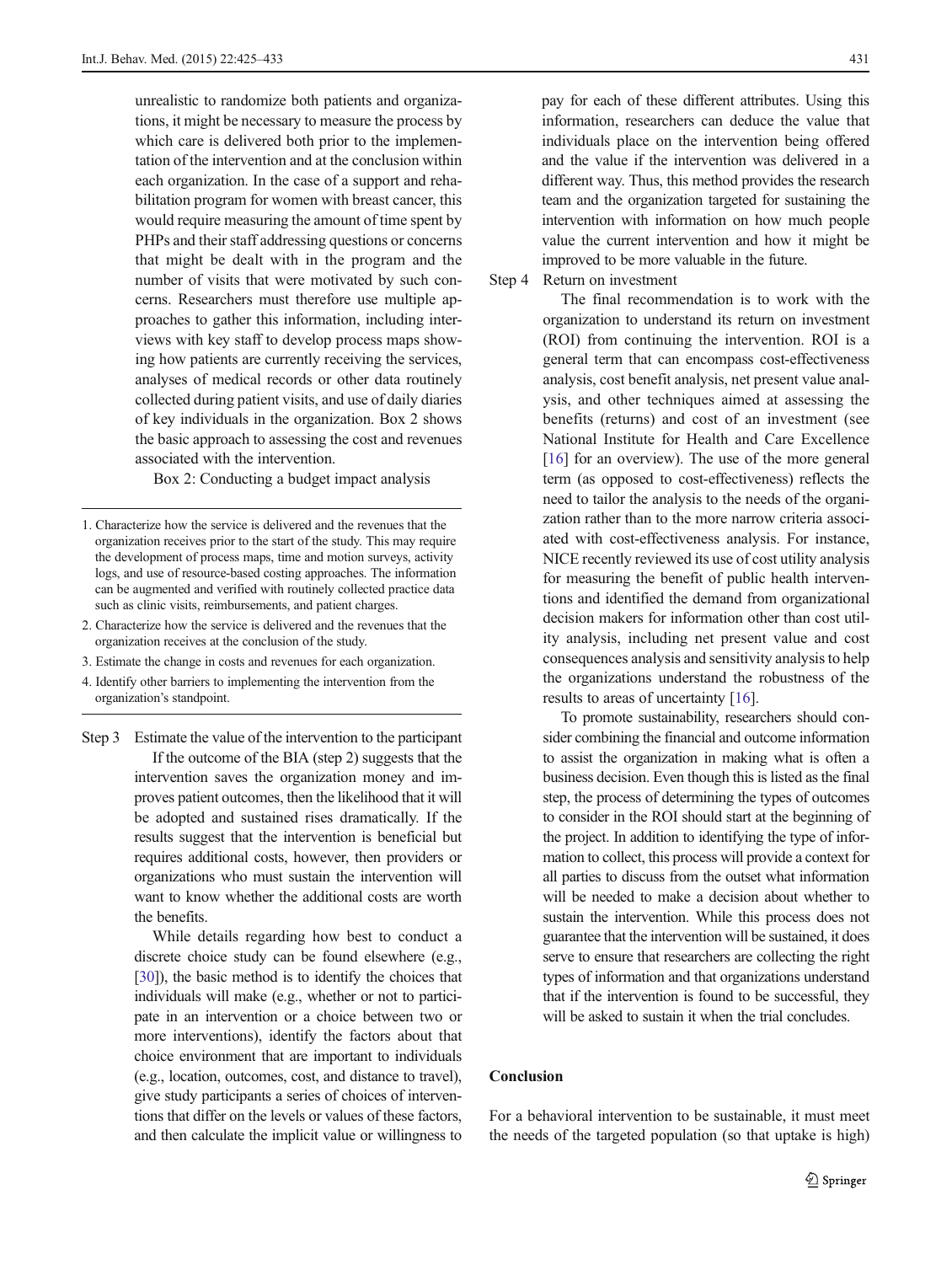unrealistic to randomize both patients and organizations, it might be necessary to measure the process by which care is delivered both prior to the implementation of the intervention and at the conclusion within each organization. In the case of a support and rehabilitation program for women with breast cancer, this would require measuring the amount of time spent by PHPs and their staff addressing questions or concerns that might be dealt with in the program and the number of visits that were motivated by such concerns. Researchers must therefore use multiple approaches to gather this information, including interviews with key staff to develop process maps showing how patients are currently receiving the services, analyses of medical records or other data routinely collected during patient visits, and use of daily diaries of key individuals in the organization. Box 2 shows the basic approach to assessing the cost and revenues associated with the intervention.

Box 2: Conducting a budget impact analysis

1. Characterize how the service is delivered and the revenues that the organization receives prior to the start of the study. This may require the development of process maps, time and motion surveys, activity logs, and use of resource-based costing approaches. The information can be augmented and verified with routinely collected practice data such as clinic visits, reimbursements, and patient charges.
2. Characterize how the service is delivered and the revenues that the organization receives at the conclusion of the study.
3. Estimate the change in costs and revenues for each organization.
4. Identify other barriers to implementing the intervention from the organization's standpoint.

Step 3 Estimate the value of the intervention to the participant

If the outcome of the BIA (step 2) suggests that the intervention saves the organization money and improves patient outcomes, then the likelihood that it will be adopted and sustained rises dramatically. If the results suggest that the intervention is beneficial but requires additional costs, however, then providers or organizations who must sustain the intervention will want to know whether the additional costs are worth the benefits.

While details regarding how best to conduct a discrete choice study can be found elsewhere (e.g., [30]), the basic method is to identify the choices that individuals will make (e.g., whether or not to participate in an intervention or a choice between two or more interventions), identify the factors about that choice environment that are important to individuals (e.g., location, outcomes, cost, and distance to travel), give study participants a series of choices of interventions that differ on the levels or values of these factors, and then calculate the implicit value or willingness to pay for each of these different attributes. Using this information, researchers can deduce the value that individuals place on the intervention being offered and the value if the intervention was delivered in a different way. Thus, this method provides the research team and the organization targeted for sustaining the intervention with information on how much people value the current intervention and how it might be improved to be more valuable in the future.

Step 4 Return on investment

The final recommendation is to work with the organization to understand its return on investment (ROI) from continuing the intervention. ROI is a general term that can encompass cost-effectiveness analysis, cost benefit analysis, net present value analysis, and other techniques aimed at assessing the benefits (returns) and cost of an investment (see National Institute for Health and Care Excellence [16] for an overview). The use of the more general term (as opposed to cost-effectiveness) reflects the need to tailor the analysis to the needs of the organization rather than to the more narrow criteria associated with cost-effectiveness analysis. For instance, NICE recently reviewed its use of cost utility analysis for measuring the benefit of public health interventions and identified the demand from organizational decision makers for information other than cost utility analysis, including net present value and cost consequences analysis and sensitivity analysis to help the organizations understand the robustness of the results to areas of uncertainty [16].

To promote sustainability, researchers should consider combining the financial and outcome information to assist the organization in making what is often a business decision. Even though this is listed as the final step, the process of determining the types of outcomes to consider in the ROI should start at the beginning of the project. In addition to identifying the type of information to collect, this process will provide a context for all parties to discuss from the outset what information will be needed to make a decision about whether to sustain the intervention. While this process does not guarantee that the intervention will be sustained, it does serve to ensure that researchers are collecting the right types of information and that organizations understand that if the intervention is found to be successful, they will be asked to sustain it when the trial concludes.

## Conclusion

For a behavioral intervention to be sustainable, it must meet the needs of the targeted population (so that uptake is high)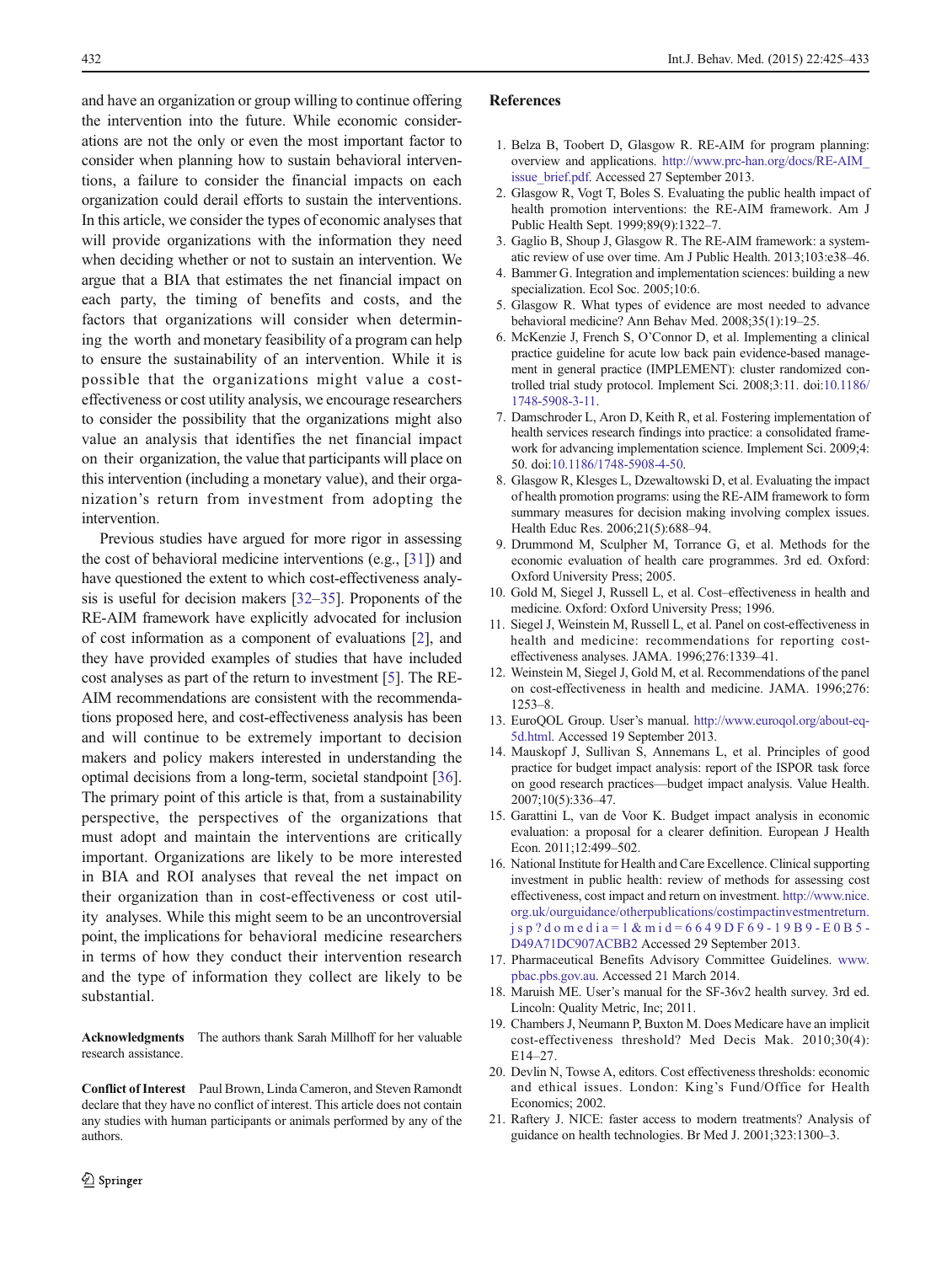and have an organization or group willing to continue offering the intervention into the future. While economic considerations are not the only or even the most important factor to consider when planning how to sustain behavioral interventions, a failure to consider the financial impacts on each organization could derail efforts to sustain the interventions. In this article, we consider the types of economic analyses that will provide organizations with the information they need when deciding whether or not to sustain an intervention. We argue that a BIA that estimates the net financial impact on each party, the timing of benefits and costs, and the factors that organizations will consider when determining the worth and monetary feasibility of a program can help to ensure the sustainability of an intervention. While it is possible that the organizations might value a cost-effectiveness or cost utility analysis, we encourage researchers to consider the possibility that the organizations might also value an analysis that identifies the net financial impact on their organization, the value that participants will place on this intervention (including a monetary value), and their organization's return from investment from adopting the intervention.

Previous studies have argued for more rigor in assessing the cost of behavioral medicine interventions (e.g., [31]) and have questioned the extent to which cost-effectiveness analysis is useful for decision makers [32–35]. Proponents of the RE-AIM framework have explicitly advocated for inclusion of cost information as a component of evaluations [2], and they have provided examples of studies that have included cost analyses as part of the return to investment [5]. The RE-AIM recommendations are consistent with the recommendations proposed here, and cost-effectiveness analysis has been and will continue to be extremely important to decision makers and policy makers interested in understanding the optimal decisions from a long-term, societal standpoint [36]. The primary point of this article is that, from a sustainability perspective, the perspectives of the organizations that must adopt and maintain the interventions are critically important. Organizations are likely to be more interested in BIA and ROI analyses that reveal the net impact on their organization than in cost-effectiveness or cost utility analyses. While this might seem to be an uncontroversial point, the implications for behavioral medicine researchers in terms of how they conduct their intervention research and the type of information they collect are likely to be substantial.

**Acknowledgments** The authors thank Sarah Millhoff for her valuable research assistance.

**Conflict of Interest** Paul Brown, Linda Cameron, and Steven Ramondt declare that they have no conflict of interest. This article does not contain any studies with human participants or animals performed by any of the authors.

## References

1. Belza B, Toobert D, Glasgow R. RE-AIM for program planning: overview and applications. http://www.prc-han.org/docs/RE-AIM_issue_brief.pdf. Accessed 27 September 2013.
2. Glasgow R, Vogt T, Boles S. Evaluating the public health impact of health promotion interventions: the RE-AIM framework. Am J Public Health Sept. 1999;89(9):1322–7.
3. Gaglio B, Shoup J, Glasgow R. The RE-AIM framework: a systematic review of use over time. Am J Public Health. 2013;103:e38–46.
4. Bammer G. Integration and implementation sciences: building a new specialization. Ecol Soc. 2005;10:6.
5. Glasgow R. What types of evidence are most needed to advance behavioral medicine? Ann Behav Med. 2008;35(1):19–25.
6. McKenzie J, French S, O'Connor D, et al. Implementing a clinical practice guideline for acute low back pain evidence-based management in general practice (IMPLEMENT): cluster randomized controlled trial study protocol. Implement Sci. 2008;3:11. doi:10.1186/1748-5908-3-11.
7. Damschroder L, Aron D, Keith R, et al. Fostering implementation of health services research findings into practice: a consolidated framework for advancing implementation science. Implement Sci. 2009;4:50. doi:10.1186/1748-5908-4-50.
8. Glasgow R, Klesges L, Dzewaltowski D, et al. Evaluating the impact of health promotion programs: using the RE-AIM framework to form summary measures for decision making involving complex issues. Health Educ Res. 2006;21(5):688–94.
9. Drummond M, Sculpher M, Torrance G, et al. Methods for the economic evaluation of health care programmes. 3rd ed. Oxford: Oxford University Press; 2005.
10. Gold M, Siegel J, Russell L, et al. Cost–effectiveness in health and medicine. Oxford: Oxford University Press; 1996.
11. Siegel J, Weinstein M, Russell L, et al. Panel on cost-effectiveness in health and medicine: recommendations for reporting cost-effectiveness analyses. JAMA. 1996;276:1339–41.
12. Weinstein M, Siegel J, Gold M, et al. Recommendations of the panel on cost-effectiveness in health and medicine. JAMA. 1996;276:1253–8.
13. EuroQOL Group. User's manual. http://www.euroqol.org/about-eq-5d.html. Accessed 19 September 2013.
14. Mauskopf J, Sullivan S, Annemans L, et al. Principles of good practice for budget impact analysis: report of the ISPOR task force on good research practices—budget impact analysis. Value Health. 2007;10(5):336–47.
15. Garattini L, van de Voor K. Budget impact analysis in economic evaluation: a proposal for a clearer definition. European J Health Econ. 2011;12:499–502.
16. National Institute for Health and Care Excellence. Clinical supporting investment in public health: review of methods for assessing cost effectiveness, cost impact and return on investment. http://www.nice.org.uk/ourguidance/otherpublications/costimpactinvestmentreturn.jsp?domedia=1&mid=6649DF69-19B9-E0B5-D49A71DC907ACBB2 Accessed 29 September 2013.
17. Pharmaceutical Benefits Advisory Committee Guidelines. www.pbac.pbs.gov.au. Accessed 21 March 2014.
18. Maruish ME. User's manual for the SF-36v2 health survey. 3rd ed. Lincoln: Quality Metric, Inc; 2011.
19. Chambers J, Neumann P, Buxton M. Does Medicare have an implicit cost-effectiveness threshold? Med Decis Mak. 2010;30(4):E14–27.
20. Devlin N, Towse A, editors. Cost effectiveness thresholds: economic and ethical issues. London: King's Fund/Office for Health Economics; 2002.
21. Raftery J. NICE: faster access to modern treatments? Analysis of guidance on health technologies. Br Med J. 2001;323:1300–3.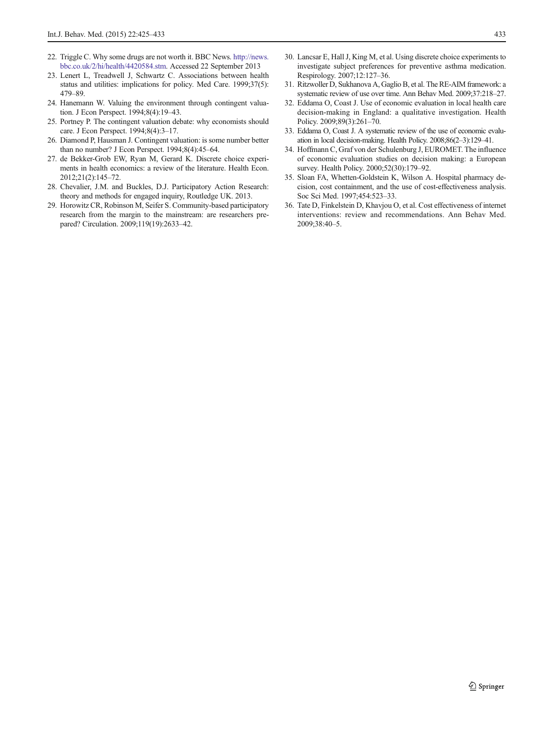22. Triggle C. Why some drugs are not worth it. BBC News. http://news.bbc.co.uk/2/hi/health/4420584.stm. Accessed 22 September 2013
23. Lenert L, Treadwell J, Schwartz C. Associations between health status and utilities: implications for policy. Med Care. 1999;37(5):479–89.
24. Hanemann W. Valuing the environment through contingent valuation. J Econ Perspect. 1994;8(4):19–43.
25. Portney P. The contingent valuation debate: why economists should care. J Econ Perspect. 1994;8(4):3–17.
26. Diamond P, Hausman J. Contingent valuation: is some number better than no number? J Econ Perspect. 1994;8(4):45–64.
27. de Bekker-Grob EW, Ryan M, Gerard K. Discrete choice experiments in health economics: a review of the literature. Health Econ. 2012;21(2):145–72.
28. Chevalier, J.M. and Buckles, D.J. Participatory Action Research: theory and methods for engaged inquiry, Routledge UK. 2013.
29. Horowitz CR, Robinson M, Seifer S. Community-based participatory research from the margin to the mainstream: are researchers prepared? Circulation. 2009;119(19):2633–42.
30. Lancsar E, Hall J, King M, et al. Using discrete choice experiments to investigate subject preferences for preventive asthma medication. Respirology. 2007;12:127–36.
31. Ritzwoller D, Sukhanova A, Gaglio B, et al. The RE-AIM framework: a systematic review of use over time. Ann Behav Med. 2009;37:218–27.
32. Eddama O, Coast J. Use of economic evaluation in local health care decision-making in England: a qualitative investigation. Health Policy. 2009;89(3):261–70.
33. Eddama O, Coast J. A systematic review of the use of economic evaluation in local decision-making. Health Policy. 2008;86(2–3):129–41.
34. Hoffmann C, Graf von der Schulenburg J, EUROMET. The influence of economic evaluation studies on decision making: a European survey. Health Policy. 2000;52(30):179–92.
35. Sloan FA, Whetten-Goldstein K, Wilson A. Hospital pharmacy decision, cost containment, and the use of cost-effectiveness analysis. Soc Sci Med. 1997;454:523–33.
36. Tate D, Finkelstein D, Khavjou O, et al. Cost effectiveness of internet interventions: review and recommendations. Ann Behav Med. 2009;38:40–5.